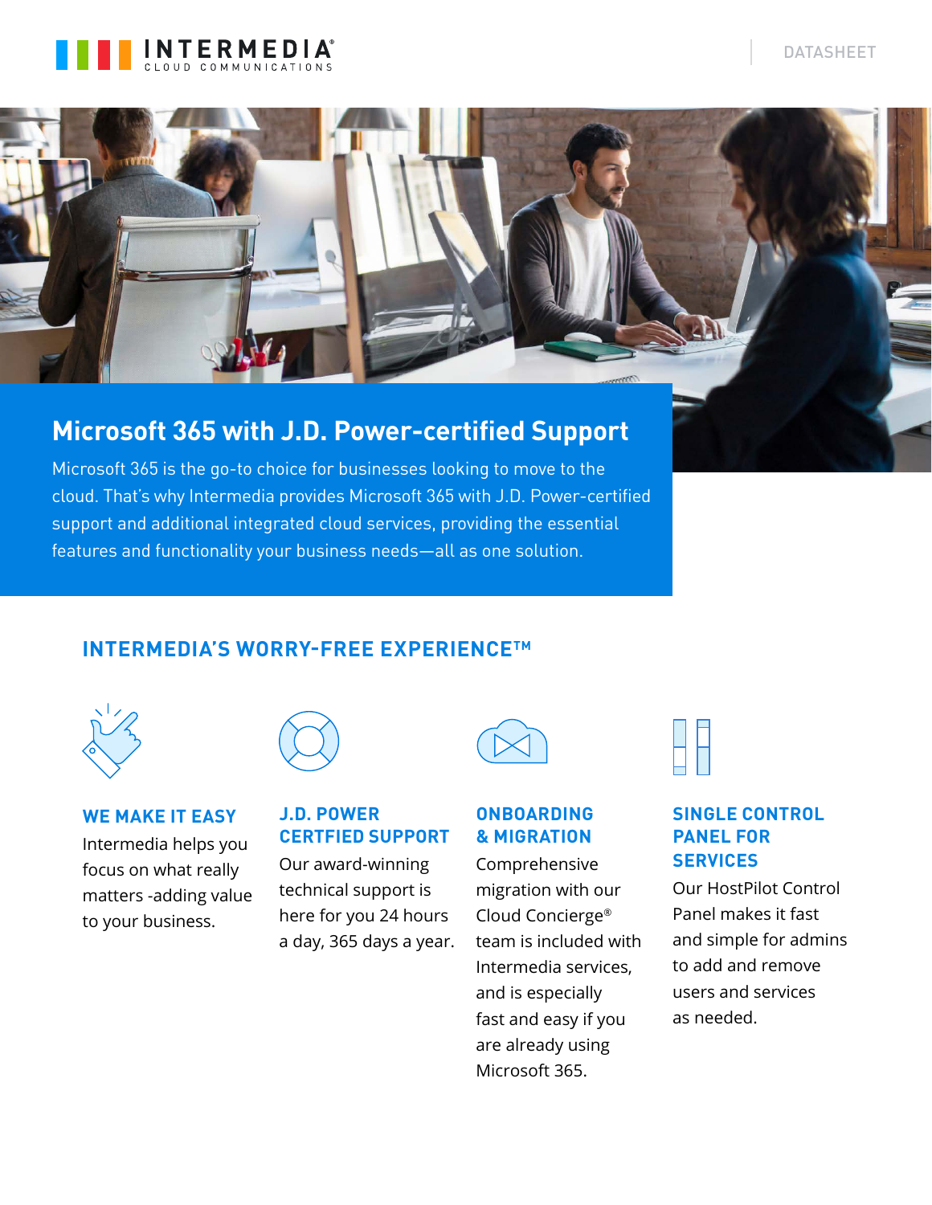INTERMEDIA
CLOUD COMMUNICATIONS

DATASHEET

# Microsoft 365 with J.D. Power-certified Support

Microsoft 365 is the go-to choice for businesses looking to move to the cloud. That's why Intermedia provides Microsoft 365 with J.D. Power-certified support and additional integrated cloud services, providing the essential features and functionality your business needs—all as one solution.

## INTERMEDIA'S WORRY-FREE EXPERIENCE™

### WE MAKE IT EASY

Intermedia helps you focus on what really matters -adding value to your business.

### J.D. POWER CERTFIED SUPPORT

Our award-winning technical support is here for you 24 hours a day, 365 days a year.

### ONBOARDING & MIGRATION

Comprehensive migration with our Cloud Concierge® team is included with Intermedia services, and is especially fast and easy if you are already using Microsoft 365.

### SINGLE CONTROL PANEL FOR SERVICES

Our HostPilot Control Panel makes it fast and simple for admins to add and remove users and services as needed.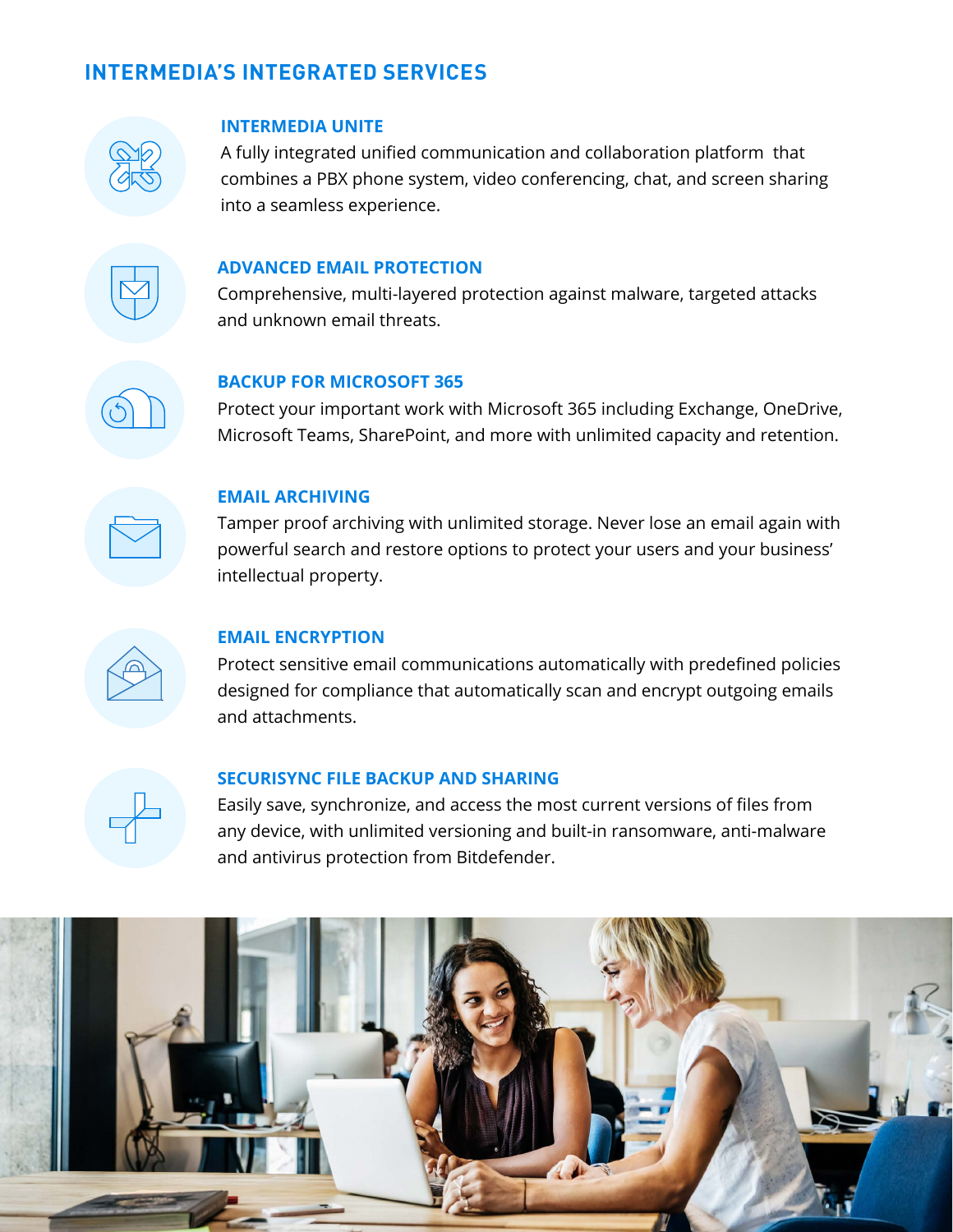## INTERMEDIA'S INTEGRATED SERVICES

### INTERMEDIA UNITE

A fully integrated unified communication and collaboration platform that combines a PBX phone system, video conferencing, chat, and screen sharing into a seamless experience.

### ADVANCED EMAIL PROTECTION

Comprehensive, multi-layered protection against malware, targeted attacks and unknown email threats.

### BACKUP FOR MICROSOFT 365

Protect your important work with Microsoft 365 including Exchange, OneDrive, Microsoft Teams, SharePoint, and more with unlimited capacity and retention.

### EMAIL ARCHIVING

Tamper proof archiving with unlimited storage. Never lose an email again with powerful search and restore options to protect your users and your business' intellectual property.

### EMAIL ENCRYPTION

Protect sensitive email communications automatically with predefined policies designed for compliance that automatically scan and encrypt outgoing emails and attachments.

### SECURISYNC FILE BACKUP AND SHARING

Easily save, synchronize, and access the most current versions of files from any device, with unlimited versioning and built-in ransomware, anti-malware and antivirus protection from Bitdefender.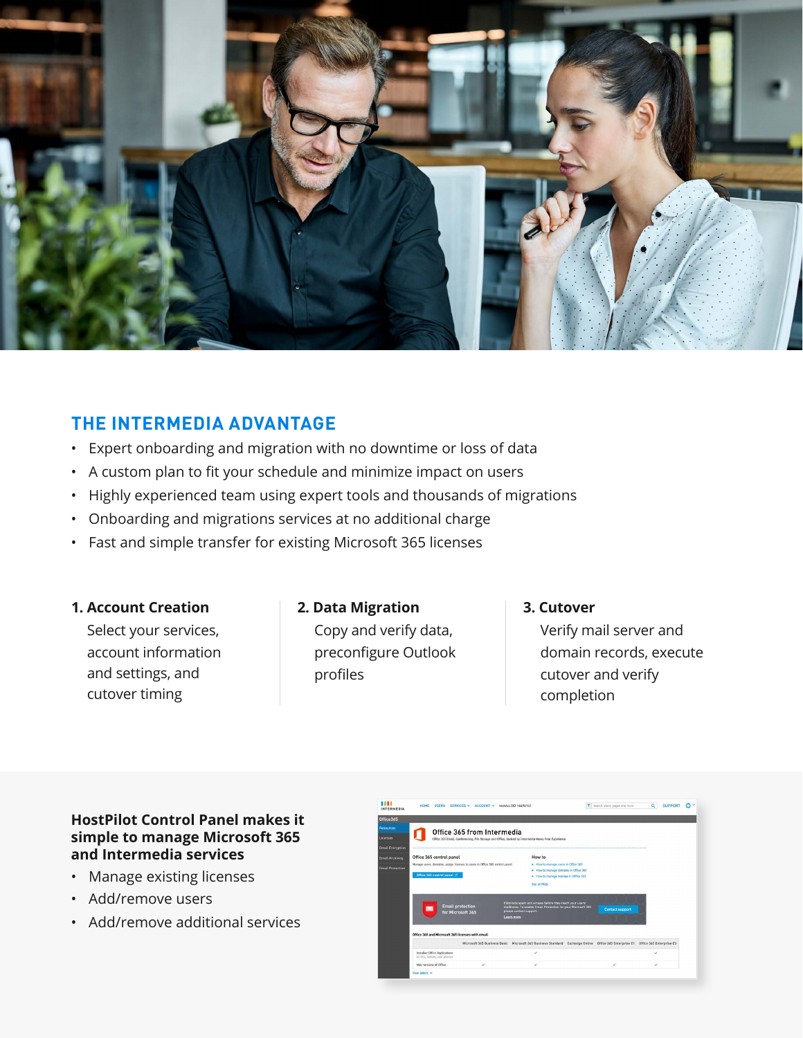## THE INTERMEDIA ADVANTAGE

- Expert onboarding and migration with no downtime or loss of data
- A custom plan to fit your schedule and minimize impact on users
- Highly experienced team using expert tools and thousands of migrations
- Onboarding and migrations services at no additional charge
- Fast and simple transfer for existing Microsoft 365 licenses

### 1. Account Creation

Select your services, account information and settings, and cutover timing

### 2. Data Migration

Copy and verify data, preconfigure Outlook profiles

### 3. Cutover

Verify mail server and domain records, execute cutover and verify completion

### HostPilot Control Panel makes it simple to manage Microsoft 365 and Intermedia services

- Manage existing licenses
- Add/remove users
- Add/remove additional services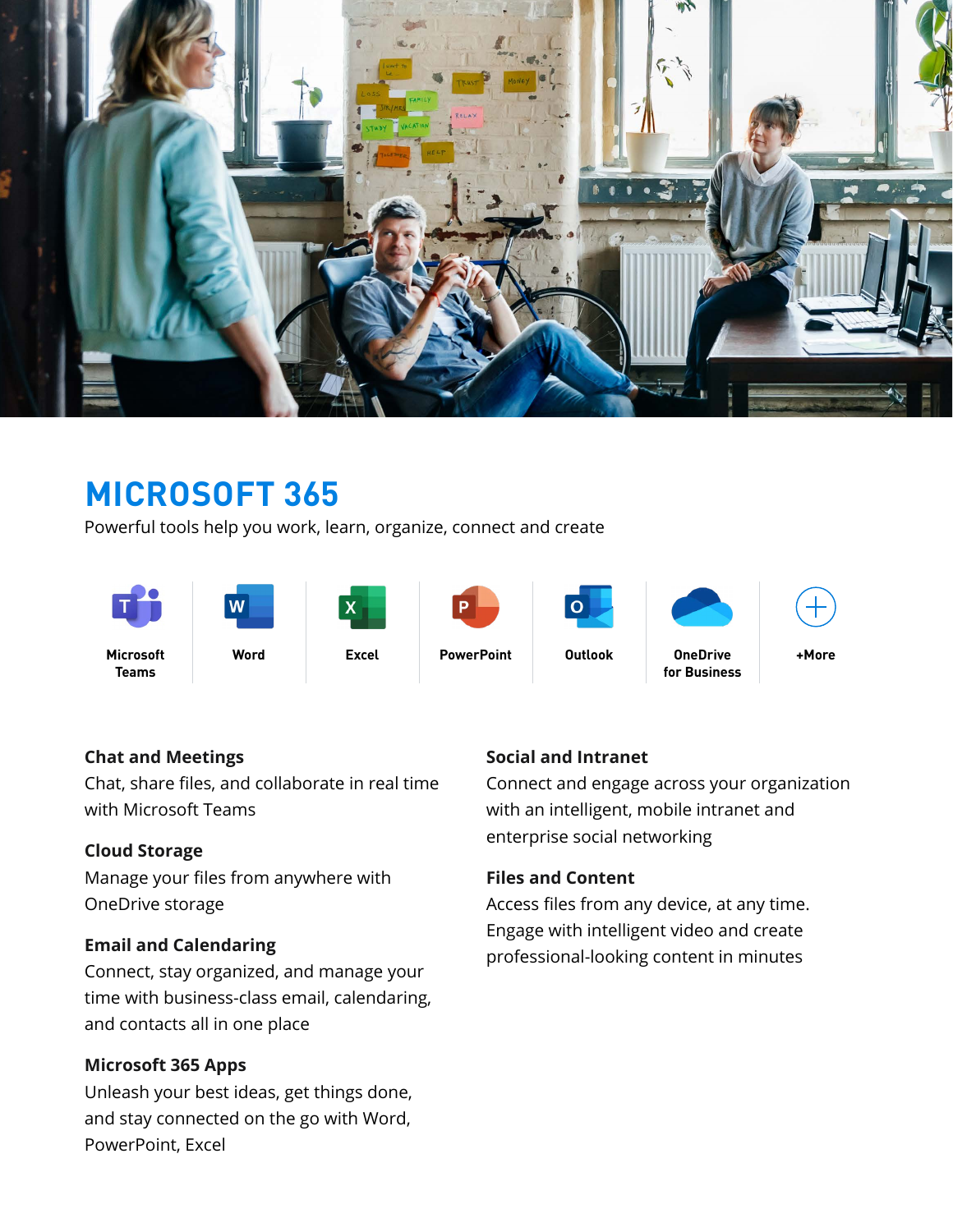# MICROSOFT 365

Powerful tools help you work, learn, organize, connect and create

| Microsoft Teams | Word | Excel | PowerPoint | Outlook | OneDrive for Business | +More |
|---|---|---|---|---|---|---|

**Chat and Meetings**
Chat, share files, and collaborate in real time with Microsoft Teams

**Cloud Storage**
Manage your files from anywhere with OneDrive storage

**Email and Calendaring**
Connect, stay organized, and manage your time with business-class email, calendaring, and contacts all in one place

**Microsoft 365 Apps**
Unleash your best ideas, get things done, and stay connected on the go with Word, PowerPoint, Excel

**Social and Intranet**
Connect and engage across your organization with an intelligent, mobile intranet and enterprise social networking

**Files and Content**
Access files from any device, at any time. Engage with intelligent video and create professional-looking content in minutes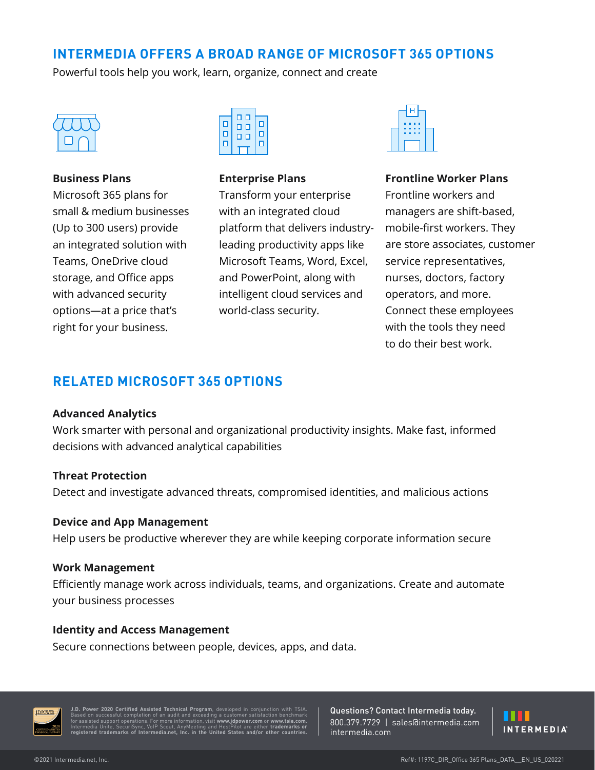## INTERMEDIA OFFERS A BROAD RANGE OF MICROSOFT 365 OPTIONS

Powerful tools help you work, learn, organize, connect and create

**Business Plans**
Microsoft 365 plans for small & medium businesses (Up to 300 users) provide an integrated solution with Teams, OneDrive cloud storage, and Office apps with advanced security options—at a price that's right for your business.

**Enterprise Plans**
Transform your enterprise with an integrated cloud platform that delivers industry-leading productivity apps like Microsoft Teams, Word, Excel, and PowerPoint, along with intelligent cloud services and world-class security.

**Frontline Worker Plans**
Frontline workers and managers are shift-based, mobile-first workers. They are store associates, customer service representatives, nurses, doctors, factory operators, and more. Connect these employees with the tools they need to do their best work.

## RELATED MICROSOFT 365 OPTIONS

**Advanced Analytics**
Work smarter with personal and organizational productivity insights. Make fast, informed decisions with advanced analytical capabilities

**Threat Protection**
Detect and investigate advanced threats, compromised identities, and malicious actions

**Device and App Management**
Help users be productive wherever they are while keeping corporate information secure

**Work Management**
Efficiently manage work across individuals, teams, and organizations. Create and automate your business processes

**Identity and Access Management**
Secure connections between people, devices, apps, and data.

**J.D. Power 2020 Certified Assisted Technical Program**, developed in conjunction with TSIA. Based on successful completion of an audit and exceeding a customer satisfaction benchmark for assisted support operations. For more information, visit **www.jdpower.com** or **www.tsia.com**. Intermedia Unite, SecuriSync, VoIP Scout, AnyMeeting and HostPilot are either **trademarks or registered trademarks of Intermedia.net, Inc. in the United States and/or other countries.**

**Questions? Contact Intermedia today.**
800.379.7729 | sales@intermedia.com
intermedia.com

INTERMEDIA

©2021 Intermedia.net, Inc.

Ref#: 1197C_DIR_Office 365 Plans_DATA__EN_US_020221